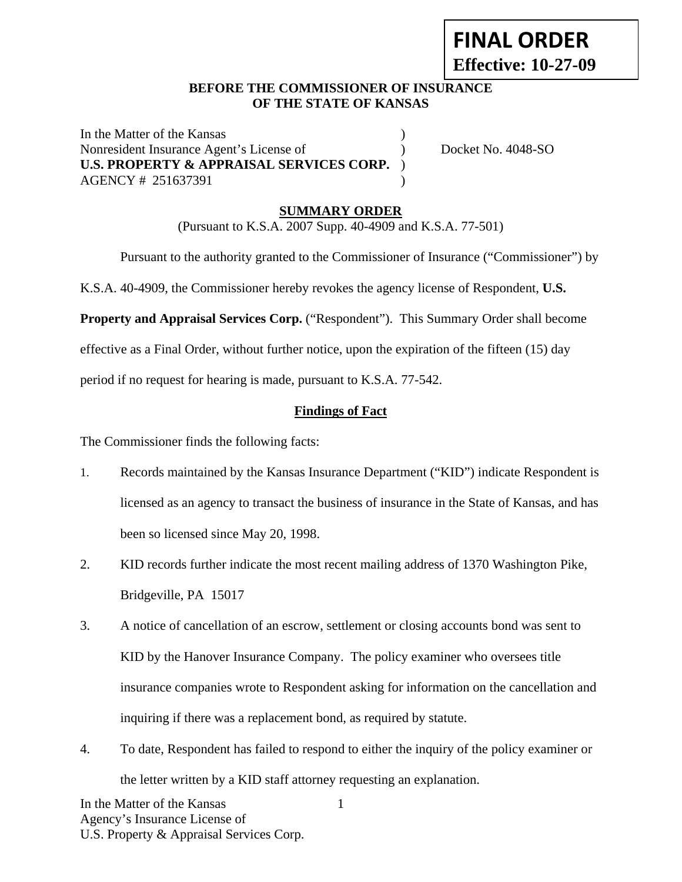**FINAL ORDER**
**Effective: 10-27-09**

**BEFORE THE COMMISSIONER OF INSURANCE**
**OF THE STATE OF KANSAS**

| | | |
|---|---|---|
| In the Matter of the Kansas | ) | |
| Nonresident Insurance Agent's License of | ) | Docket No. 4048-SO |
| **U.S. PROPERTY & APPRAISAL SERVICES CORP.** | ) | |
| AGENCY # 251637391 | ) | |

## SUMMARY ORDER

(Pursuant to K.S.A. 2007 Supp. 40-4909 and K.S.A. 77-501)

Pursuant to the authority granted to the Commissioner of Insurance ("Commissioner") by K.S.A. 40-4909, the Commissioner hereby revokes the agency license of Respondent, **U.S. Property and Appraisal Services Corp.** ("Respondent"). This Summary Order shall become effective as a Final Order, without further notice, upon the expiration of the fifteen (15) day period if no request for hearing is made, pursuant to K.S.A. 77-542.

### Findings of Fact

The Commissioner finds the following facts:

1. Records maintained by the Kansas Insurance Department ("KID") indicate Respondent is licensed as an agency to transact the business of insurance in the State of Kansas, and has been so licensed since May 20, 1998.
2. KID records further indicate the most recent mailing address of 1370 Washington Pike, Bridgeville, PA 15017
3. A notice of cancellation of an escrow, settlement or closing accounts bond was sent to KID by the Hanover Insurance Company. The policy examiner who oversees title insurance companies wrote to Respondent asking for information on the cancellation and inquiring if there was a replacement bond, as required by statute.
4. To date, Respondent has failed to respond to either the inquiry of the policy examiner or the letter written by a KID staff attorney requesting an explanation.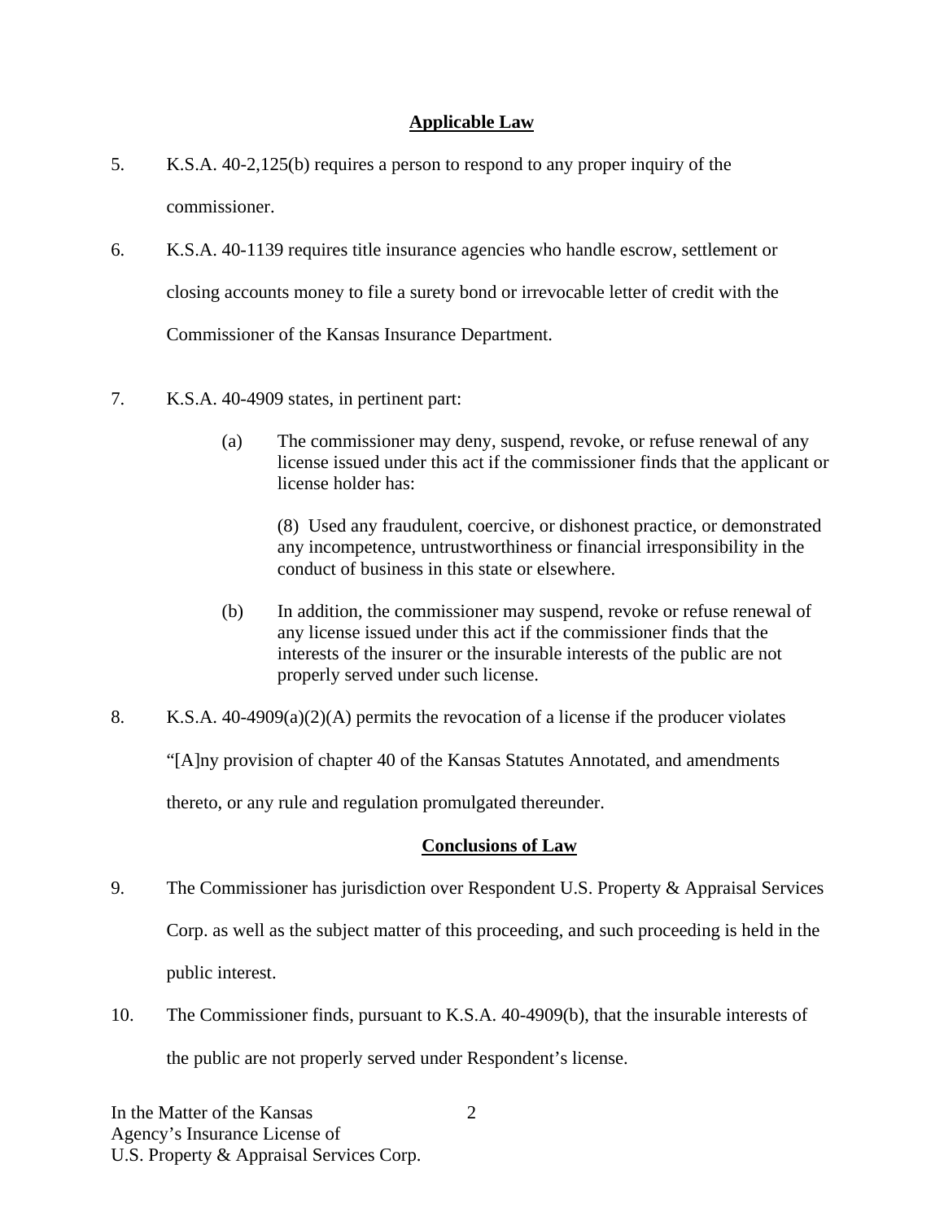## Applicable Law

5. K.S.A. 40-2,125(b) requires a person to respond to any proper inquiry of the commissioner.

6. K.S.A. 40-1139 requires title insurance agencies who handle escrow, settlement or closing accounts money to file a surety bond or irrevocable letter of credit with the Commissioner of the Kansas Insurance Department.

7. K.S.A. 40-4909 states, in pertinent part:

   (a) The commissioner may deny, suspend, revoke, or refuse renewal of any license issued under this act if the commissioner finds that the applicant or license holder has:

   (8) Used any fraudulent, coercive, or dishonest practice, or demonstrated any incompetence, untrustworthiness or financial irresponsibility in the conduct of business in this state or elsewhere.

   (b) In addition, the commissioner may suspend, revoke or refuse renewal of any license issued under this act if the commissioner finds that the interests of the insurer or the insurable interests of the public are not properly served under such license.

8. K.S.A. 40-4909(a)(2)(A) permits the revocation of a license if the producer violates "[A]ny provision of chapter 40 of the Kansas Statutes Annotated, and amendments thereto, or any rule and regulation promulgated thereunder.

## Conclusions of Law

9. The Commissioner has jurisdiction over Respondent U.S. Property & Appraisal Services Corp. as well as the subject matter of this proceeding, and such proceeding is held in the public interest.

10. The Commissioner finds, pursuant to K.S.A. 40-4909(b), that the insurable interests of the public are not properly served under Respondent's license.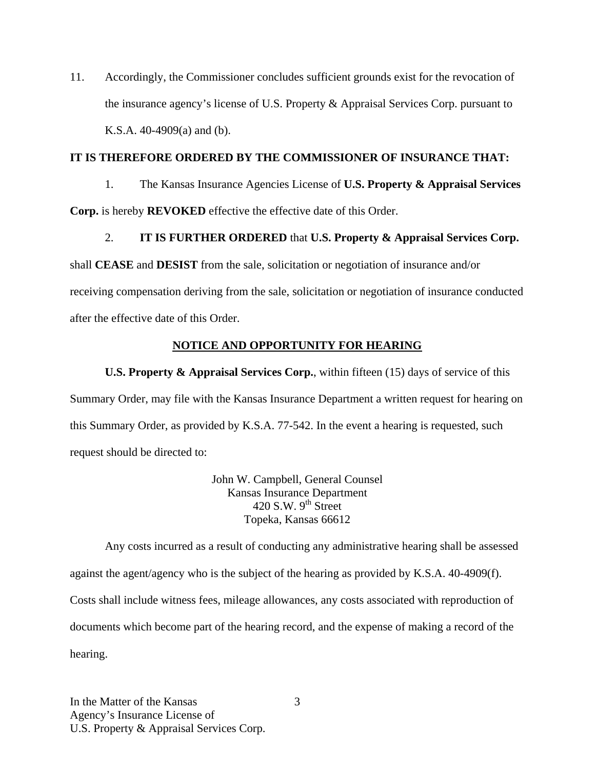11. Accordingly, the Commissioner concludes sufficient grounds exist for the revocation of the insurance agency's license of U.S. Property & Appraisal Services Corp. pursuant to K.S.A. 40-4909(a) and (b).

**IT IS THEREFORE ORDERED BY THE COMMISSIONER OF INSURANCE THAT:**

1. The Kansas Insurance Agencies License of **U.S. Property & Appraisal Services Corp.** is hereby **REVOKED** effective the effective date of this Order.

2. **IT IS FURTHER ORDERED** that **U.S. Property & Appraisal Services Corp.** shall **CEASE** and **DESIST** from the sale, solicitation or negotiation of insurance and/or receiving compensation deriving from the sale, solicitation or negotiation of insurance conducted after the effective date of this Order.

## NOTICE AND OPPORTUNITY FOR HEARING

**U.S. Property & Appraisal Services Corp.**, within fifteen (15) days of service of this Summary Order, may file with the Kansas Insurance Department a written request for hearing on this Summary Order, as provided by K.S.A. 77-542. In the event a hearing is requested, such request should be directed to:

John W. Campbell, General Counsel
Kansas Insurance Department
420 S.W. 9th Street
Topeka, Kansas 66612

Any costs incurred as a result of conducting any administrative hearing shall be assessed against the agent/agency who is the subject of the hearing as provided by K.S.A. 40-4909(f). Costs shall include witness fees, mileage allowances, any costs associated with reproduction of documents which become part of the hearing record, and the expense of making a record of the hearing.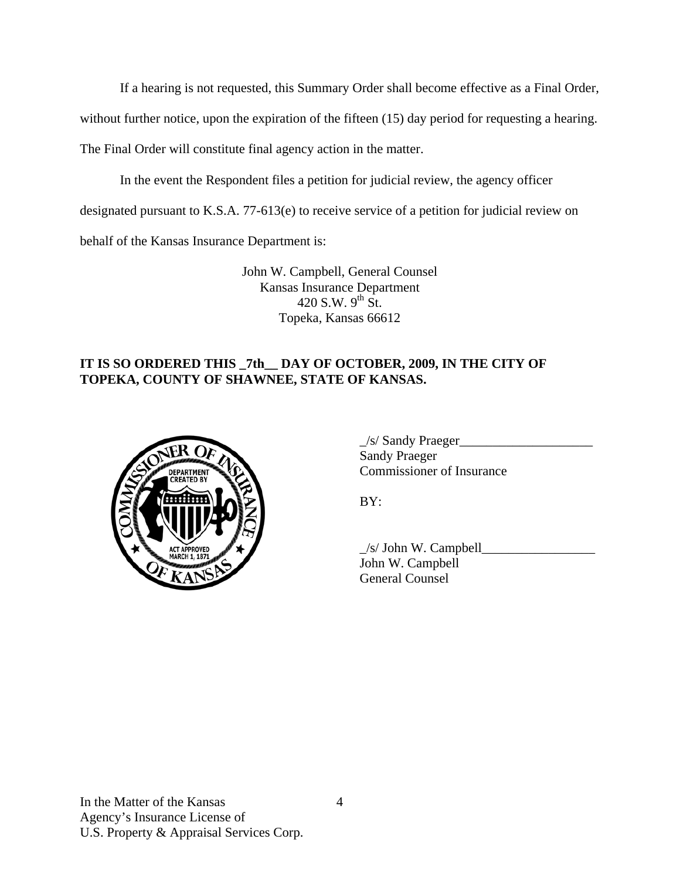If a hearing is not requested, this Summary Order shall become effective as a Final Order, without further notice, upon the expiration of the fifteen (15) day period for requesting a hearing. The Final Order will constitute final agency action in the matter.

In the event the Respondent files a petition for judicial review, the agency officer designated pursuant to K.S.A. 77-613(e) to receive service of a petition for judicial review on behalf of the Kansas Insurance Department is:

John W. Campbell, General Counsel
Kansas Insurance Department
420 S.W. 9th St.
Topeka, Kansas 66612

**IT IS SO ORDERED THIS _7th__ DAY OF OCTOBER, 2009, IN THE CITY OF TOPEKA, COUNTY OF SHAWNEE, STATE OF KANSAS.**

_/s/ Sandy Praeger____________________
Sandy Praeger
Commissioner of Insurance

BY:

_/s/ John W. Campbell_________________
John W. Campbell
General Counsel

In the Matter of the Kansas
Agency's Insurance License of
U.S. Property & Appraisal Services Corp.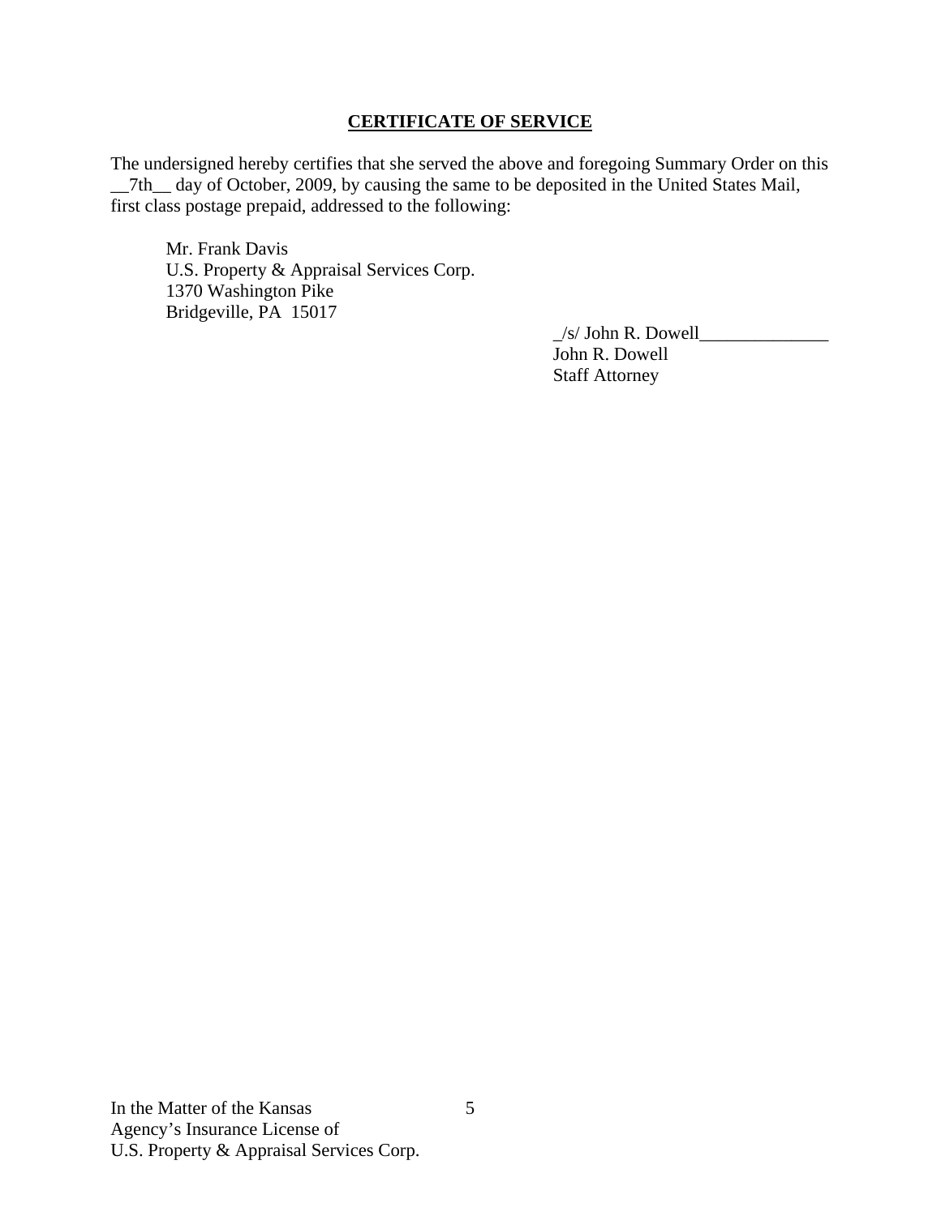**CERTIFICATE OF SERVICE**

The undersigned hereby certifies that she served the above and foregoing Summary Order on this __7th__ day of October, 2009, by causing the same to be deposited in the United States Mail, first class postage prepaid, addressed to the following:

Mr. Frank Davis
U.S. Property & Appraisal Services Corp.
1370 Washington Pike
Bridgeville, PA 15017

_/s/ John R. Dowell______________
John R. Dowell
Staff Attorney